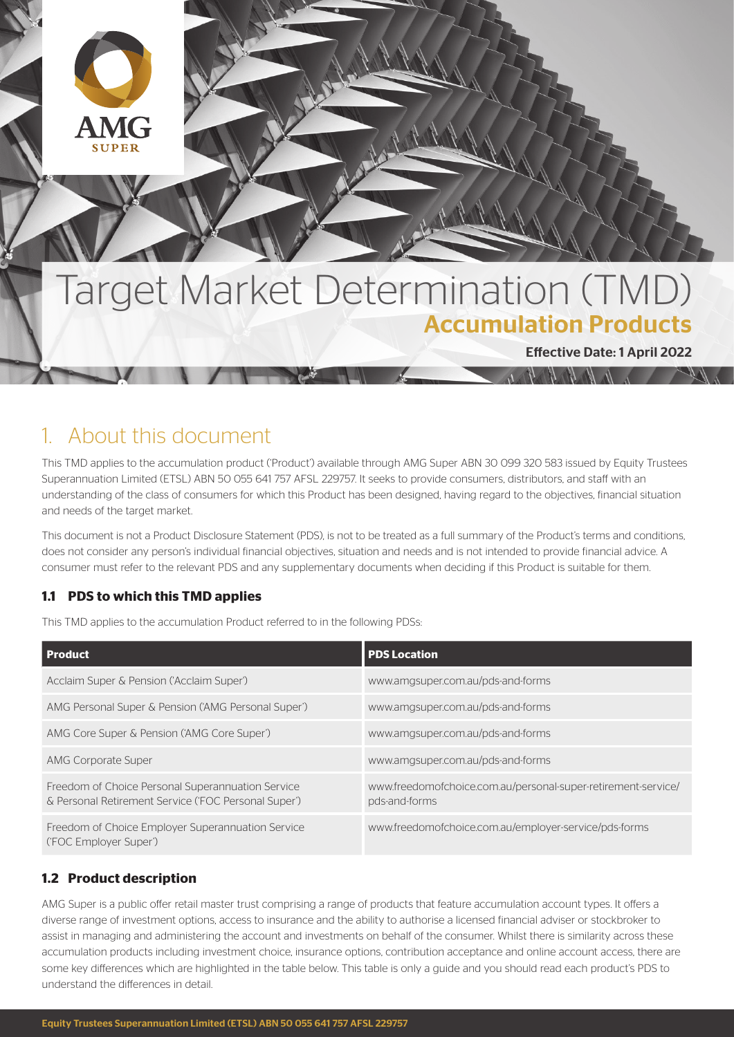# Target Market Determination (TMD)

## Accumulation Products

**Effective Date: 1 April 2022**

# 1. About this document

This TMD applies to the accumulation product ('Product') available through AMG Super ABN 30 099 320 583 issued by Equity Trustees Superannuation Limited (ETSL) ABN 50 055 641 757 AFSL 229757. It seeks to provide consumers, distributors, and staff with an understanding of the class of consumers for which this Product has been designed, having regard to the objectives, financial situation and needs of the target market.

This document is not a Product Disclosure Statement (PDS), is not to be treated as a full summary of the Product's terms and conditions, does not consider any person's individual financial objectives, situation and needs and is not intended to provide financial advice. A consumer must refer to the relevant PDS and any supplementary documents when deciding if this Product is suitable for them.

### 1.1 PDS to which this TMD applies

This TMD applies to the accumulation Product referred to in the following PDSs:

| Product | PDS Location |
|---|---|
| Acclaim Super & Pension ('Acclaim Super') | www.amgsuper.com.au/pds-and-forms |
| AMG Personal Super & Pension ('AMG Personal Super') | www.amgsuper.com.au/pds-and-forms |
| AMG Core Super & Pension ('AMG Core Super') | www.amgsuper.com.au/pds-and-forms |
| AMG Corporate Super | www.amgsuper.com.au/pds-and-forms |
| Freedom of Choice Personal Superannuation Service & Personal Retirement Service ('FOC Personal Super') | www.freedomofchoice.com.au/personal-super-retirement-service/pds-and-forms |
| Freedom of Choice Employer Superannuation Service ('FOC Employer Super') | www.freedomofchoice.com.au/employer-service/pds-forms |

### 1.2 Product description

AMG Super is a public offer retail master trust comprising a range of products that feature accumulation account types. It offers a diverse range of investment options, access to insurance and the ability to authorise a licensed financial adviser or stockbroker to assist in managing and administering the account and investments on behalf of the consumer. Whilst there is similarity across these accumulation products including investment choice, insurance options, contribution acceptance and online account access, there are some key differences which are highlighted in the table below. This table is only a guide and you should read each product's PDS to understand the differences in detail.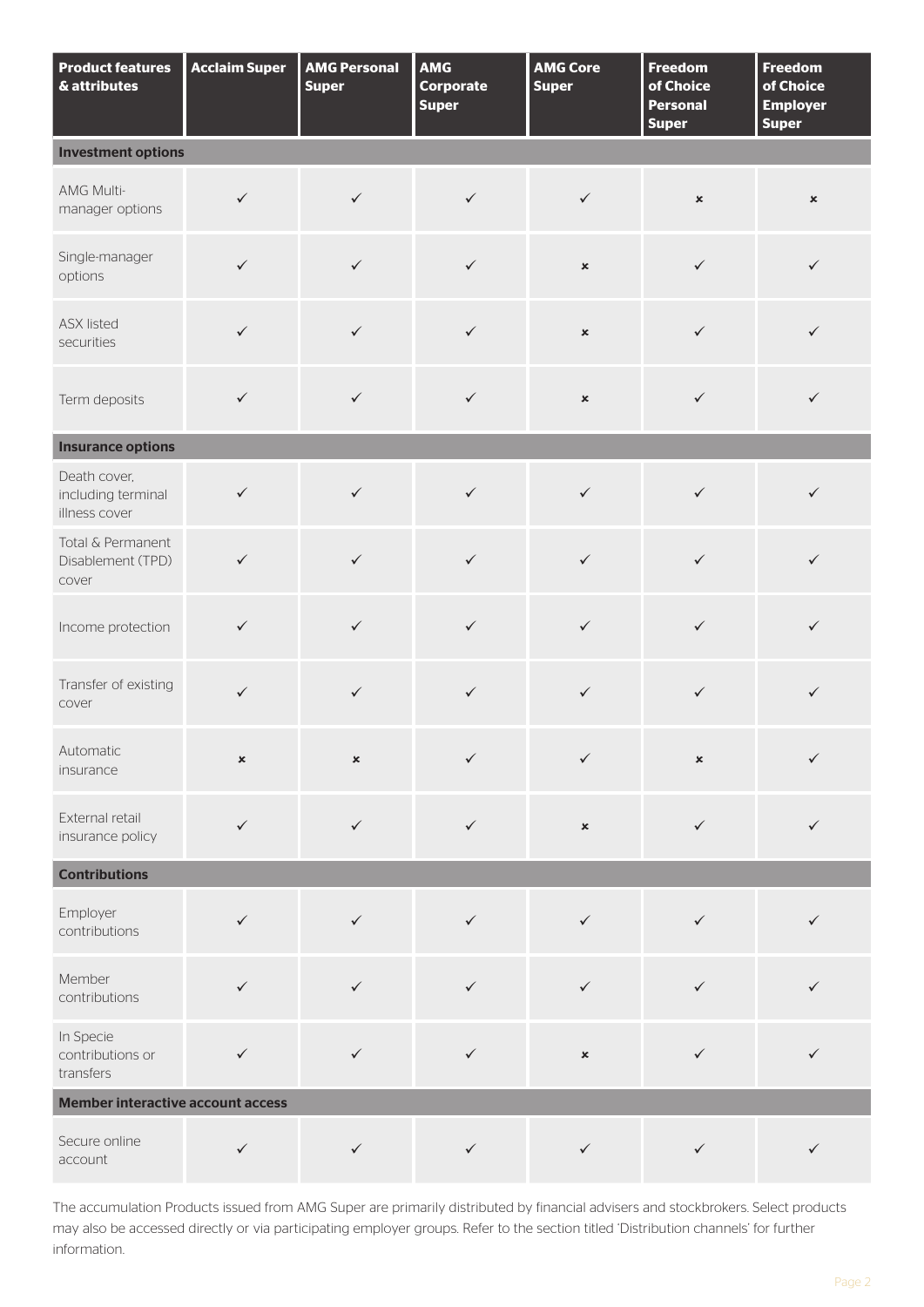| Product features & attributes | Acclaim Super | AMG Personal Super | AMG Corporate Super | AMG Core Super | Freedom of Choice Personal Super | Freedom of Choice Employer Super |
|---|---|---|---|---|---|---|
| **Investment options** | | | | | | |
| AMG Multi-manager options | ✓ | ✓ | ✓ | ✓ | × | × |
| Single-manager options | ✓ | ✓ | ✓ | × | ✓ | ✓ |
| ASX listed securities | ✓ | ✓ | ✓ | × | ✓ | ✓ |
| Term deposits | ✓ | ✓ | ✓ | × | ✓ | ✓ |
| **Insurance options** | | | | | | |
| Death cover, including terminal illness cover | ✓ | ✓ | ✓ | ✓ | ✓ | ✓ |
| Total & Permanent Disablement (TPD) cover | ✓ | ✓ | ✓ | ✓ | ✓ | ✓ |
| Income protection | ✓ | ✓ | ✓ | ✓ | ✓ | ✓ |
| Transfer of existing cover | ✓ | ✓ | ✓ | ✓ | ✓ | ✓ |
| Automatic insurance | × | × | ✓ | ✓ | × | ✓ |
| External retail insurance policy | ✓ | ✓ | ✓ | × | ✓ | ✓ |
| **Contributions** | | | | | | |
| Employer contributions | ✓ | ✓ | ✓ | ✓ | ✓ | ✓ |
| Member contributions | ✓ | ✓ | ✓ | ✓ | ✓ | ✓ |
| In Specie contributions or transfers | ✓ | ✓ | ✓ | × | ✓ | ✓ |
| **Member interactive account access** | | | | | | |
| Secure online account | ✓ | ✓ | ✓ | ✓ | ✓ | ✓ |

The accumulation Products issued from AMG Super are primarily distributed by financial advisers and stockbrokers. Select products may also be accessed directly or via participating employer groups. Refer to the section titled 'Distribution channels' for further information.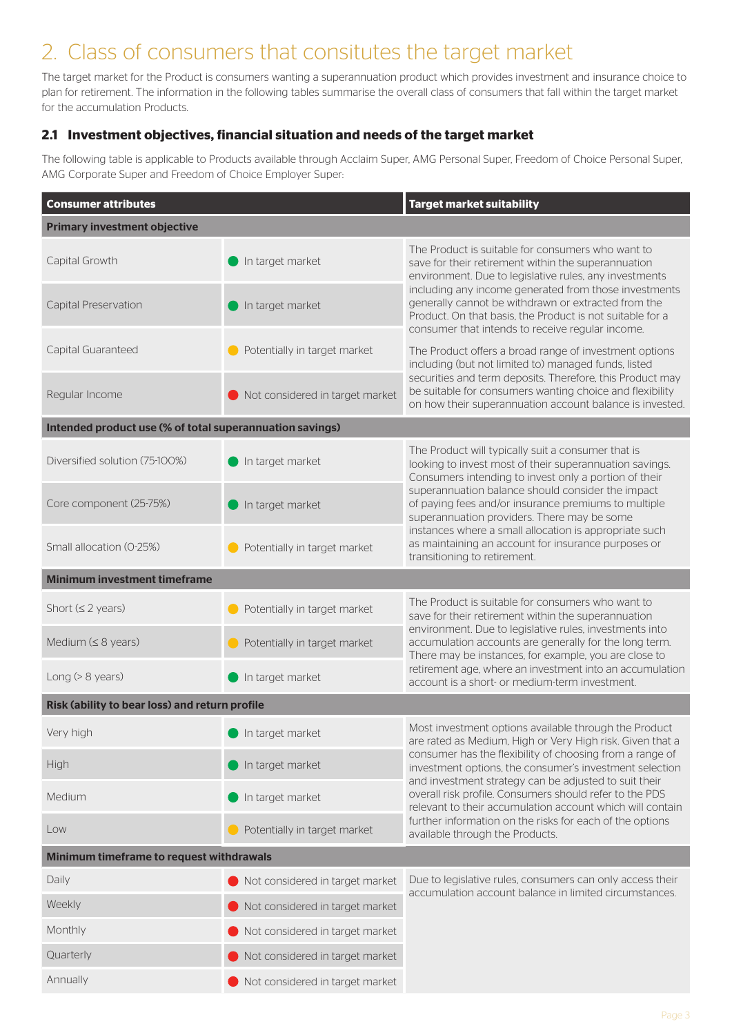# 2. Class of consumers that consitutes the target market

The target market for the Product is consumers wanting a superannuation product which provides investment and insurance choice to plan for retirement. The information in the following tables summarise the overall class of consumers that fall within the target market for the accumulation Products.

### 2.1 Investment objectives, financial situation and needs of the target market

The following table is applicable to Products available through Acclaim Super, AMG Personal Super, Freedom of Choice Personal Super, AMG Corporate Super and Freedom of Choice Employer Super:

| Consumer attributes | | Target market suitability |
|---|---|---|
| **Primary investment objective** | | |
| Capital Growth | In target market | The Product is suitable for consumers who want to save for their retirement within the superannuation environment. Due to legislative rules, any investments including any income generated from those investments generally cannot be withdrawn or extracted from the Product. On that basis, the Product is not suitable for a consumer that intends to receive regular income. The Product offers a broad range of investment options including (but not limited to) managed funds, listed securities and term deposits. Therefore, this Product may be suitable for consumers wanting choice and flexibility on how their superannuation account balance is invested. |
| Capital Preservation | In target market | |
| Capital Guaranteed | Potentially in target market | |
| Regular Income | Not considered in target market | |
| **Intended product use (% of total superannuation savings)** | | |
| Diversified solution (75-100%) | In target market | The Product will typically suit a consumer that is looking to invest most of their superannuation savings. Consumers intending to invest only a portion of their superannuation balance should consider the impact of paying fees and/or insurance premiums to multiple superannuation providers. There may be some instances where a small allocation is appropriate such as maintaining an account for insurance purposes or transitioning to retirement. |
| Core component (25-75%) | In target market | |
| Small allocation (0-25%) | Potentially in target market | |
| **Minimum investment timeframe** | | |
| Short (≤ 2 years) | Potentially in target market | The Product is suitable for consumers who want to save for their retirement within the superannuation environment. Due to legislative rules, investments into accumulation accounts are generally for the long term. There may be instances, for example, you are close to retirement age, where an investment into an accumulation account is a short- or medium-term investment. |
| Medium (≤ 8 years) | Potentially in target market | |
| Long (> 8 years) | In target market | |
| **Risk (ability to bear loss) and return profile** | | |
| Very high | In target market | Most investment options available through the Product are rated as Medium, High or Very High risk. Given that a consumer has the flexibility of choosing from a range of investment options, the consumer's investment selection and investment strategy can be adjusted to suit their overall risk profile. Consumers should refer to the PDS relevant to their accumulation account which will contain further information on the risks for each of the options available through the Products. |
| High | In target market | |
| Medium | In target market | |
| Low | Potentially in target market | |
| **Minimum timeframe to request withdrawals** | | |
| Daily | Not considered in target market | Due to legislative rules, consumers can only access their accumulation account balance in limited circumstances. |
| Weekly | Not considered in target market | |
| Monthly | Not considered in target market | |
| Quarterly | Not considered in target market | |
| Annually | Not considered in target market | |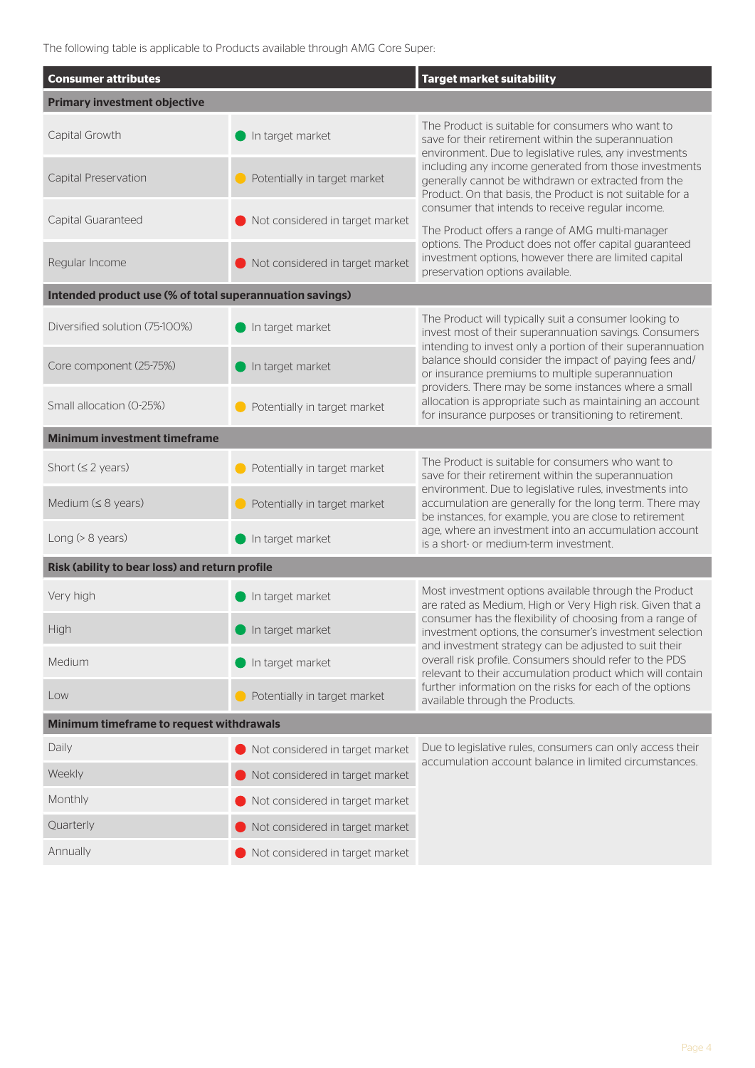The following table is applicable to Products available through AMG Core Super:

| Consumer attributes | | Target market suitability |
|---|---|---|
| **Primary investment objective** | | |
| Capital Growth | In target market | The Product is suitable for consumers who want to save for their retirement within the superannuation environment. Due to legislative rules, any investments including any income generated from those investments generally cannot be withdrawn or extracted from the Product. On that basis, the Product is not suitable for a consumer that intends to receive regular income. The Product offers a range of AMG multi-manager options. The Product does not offer capital guaranteed investment options, however there are limited capital preservation options available. |
| Capital Preservation | Potentially in target market | |
| Capital Guaranteed | Not considered in target market | |
| Regular Income | Not considered in target market | |
| **Intended product use (% of total superannuation savings)** | | |
| Diversified solution (75-100%) | In target market | The Product will typically suit a consumer looking to invest most of their superannuation savings. Consumers intending to invest only a portion of their superannuation balance should consider the impact of paying fees and/or insurance premiums to multiple superannuation providers. There may be some instances where a small allocation is appropriate such as maintaining an account for insurance purposes or transitioning to retirement. |
| Core component (25-75%) | In target market | |
| Small allocation (0-25%) | Potentially in target market | |
| **Minimum investment timeframe** | | |
| Short (≤ 2 years) | Potentially in target market | The Product is suitable for consumers who want to save for their retirement within the superannuation environment. Due to legislative rules, investments into accumulation are generally for the long term. There may be instances, for example, you are close to retirement age, where an investment into an accumulation account is a short- or medium-term investment. |
| Medium (≤ 8 years) | Potentially in target market | |
| Long (> 8 years) | In target market | |
| **Risk (ability to bear loss) and return profile** | | |
| Very high | In target market | Most investment options available through the Product are rated as Medium, High or Very High risk. Given that a consumer has the flexibility of choosing from a range of investment options, the consumer's investment selection and investment strategy can be adjusted to suit their overall risk profile. Consumers should refer to the PDS relevant to their accumulation product which will contain further information on the risks for each of the options available through the Products. |
| High | In target market | |
| Medium | In target market | |
| Low | Potentially in target market | |
| **Minimum timeframe to request withdrawals** | | |
| Daily | Not considered in target market | Due to legislative rules, consumers can only access their accumulation account balance in limited circumstances. |
| Weekly | Not considered in target market | |
| Monthly | Not considered in target market | |
| Quarterly | Not considered in target market | |
| Annually | Not considered in target market | |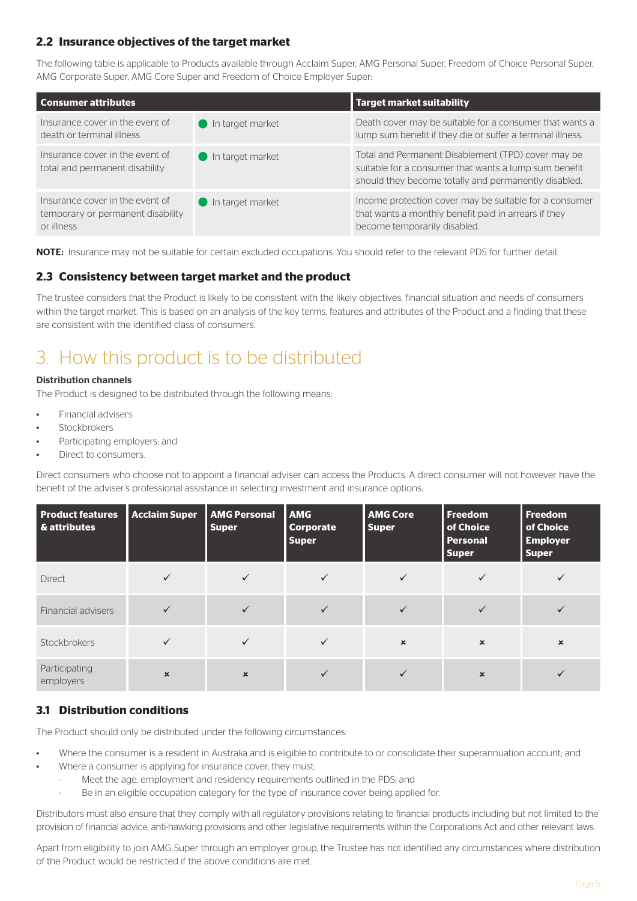### 2.2 Insurance objectives of the target market

The following table is applicable to Products available through Acclaim Super, AMG Personal Super, Freedom of Choice Personal Super, AMG Corporate Super, AMG Core Super and Freedom of Choice Employer Super:

| Consumer attributes | | Target market suitability |
|---|---|---|
| Insurance cover in the event of death or terminal illness | ● In target market | Death cover may be suitable for a consumer that wants a lump sum benefit if they die or suffer a terminal illness. |
| Insurance cover in the event of total and permanent disability | ● In target market | Total and Permanent Disablement (TPD) cover may be suitable for a consumer that wants a lump sum benefit should they become totally and permanently disabled. |
| Insurance cover in the event of temporary or permanent disability or illness | ● In target market | Income protection cover may be suitable for a consumer that wants a monthly benefit paid in arrears if they become temporarily disabled. |

**NOTE:** Insurance may not be suitable for certain excluded occupations. You should refer to the relevant PDS for further detail.

### 2.3 Consistency between target market and the product

The trustee considers that the Product is likely to be consistent with the likely objectives, financial situation and needs of consumers within the target market. This is based on an analysis of the key terms, features and attributes of the Product and a finding that these are consistent with the identified class of consumers.

# 3. How this product is to be distributed

**Distribution channels**

The Product is designed to be distributed through the following means:

- Financial advisers
- Stockbrokers
- Participating employers; and
- Direct to consumers.

Direct consumers who choose not to appoint a financial adviser can access the Products. A direct consumer will not however have the benefit of the adviser's professional assistance in selecting investment and insurance options.

| Product features & attributes | Acclaim Super | AMG Personal Super | AMG Corporate Super | AMG Core Super | Freedom of Choice Personal Super | Freedom of Choice Employer Super |
|---|---|---|---|---|---|---|
| Direct | ✓ | ✓ | ✓ | ✓ | ✓ | ✓ |
| Financial advisers | ✓ | ✓ | ✓ | ✓ | ✓ | ✓ |
| Stockbrokers | ✓ | ✓ | ✓ | × | × | × |
| Participating employers | × | × | ✓ | ✓ | × | ✓ |

### 3.1 Distribution conditions

The Product should only be distributed under the following circumstances:

- Where the consumer is a resident in Australia and is eligible to contribute to or consolidate their superannuation account; and
- Where a consumer is applying for insurance cover, they must:
  - Meet the age, employment and residency requirements outlined in the PDS; and
  - Be in an eligible occupation category for the type of insurance cover being applied for.

Distributors must also ensure that they comply with all regulatory provisions relating to financial products including but not limited to the provision of financial advice, anti-hawking provisions and other legislative requirements within the Corporations Act and other relevant laws.

Apart from eligibility to join AMG Super through an employer group, the Trustee has not identified any circumstances where distribution of the Product would be restricted if the above conditions are met.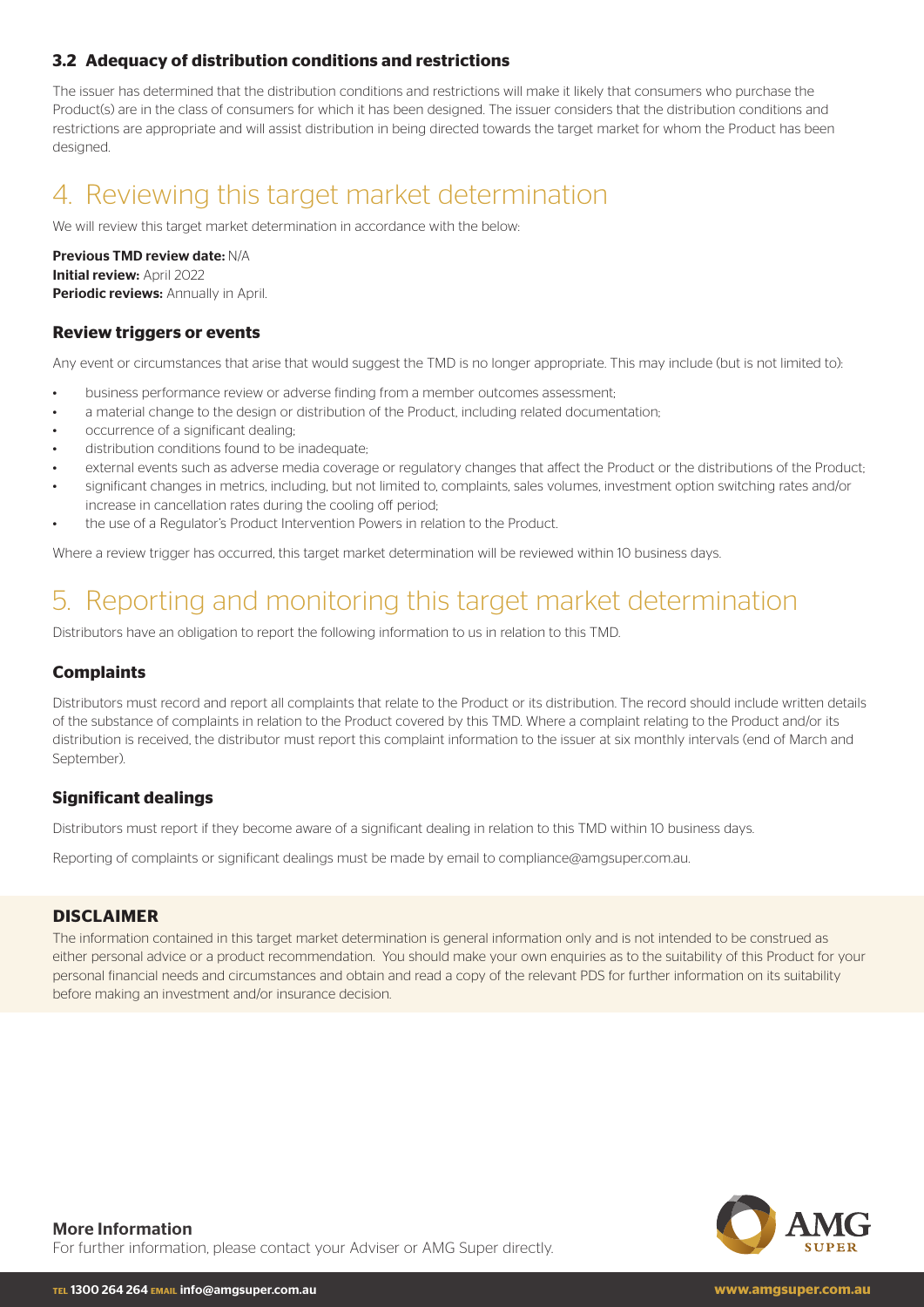### 3.2 Adequacy of distribution conditions and restrictions

The issuer has determined that the distribution conditions and restrictions will make it likely that consumers who purchase the Product(s) are in the class of consumers for which it has been designed. The issuer considers that the distribution conditions and restrictions are appropriate and will assist distribution in being directed towards the target market for whom the Product has been designed.

# 4. Reviewing this target market determination

We will review this target market determination in accordance with the below:

**Previous TMD review date:** N/A
**Initial review:** April 2022
**Periodic reviews:** Annually in April.

### Review triggers or events

Any event or circumstances that arise that would suggest the TMD is no longer appropriate. This may include (but is not limited to):

- business performance review or adverse finding from a member outcomes assessment;
- a material change to the design or distribution of the Product, including related documentation;
- occurrence of a significant dealing;
- distribution conditions found to be inadequate;
- external events such as adverse media coverage or regulatory changes that affect the Product or the distributions of the Product;
- significant changes in metrics, including, but not limited to, complaints, sales volumes, investment option switching rates and/or increase in cancellation rates during the cooling off period;
- the use of a Regulator's Product Intervention Powers in relation to the Product.

Where a review trigger has occurred, this target market determination will be reviewed within 10 business days.

# 5. Reporting and monitoring this target market determination

Distributors have an obligation to report the following information to us in relation to this TMD.

### Complaints

Distributors must record and report all complaints that relate to the Product or its distribution. The record should include written details of the substance of complaints in relation to the Product covered by this TMD. Where a complaint relating to the Product and/or its distribution is received, the distributor must report this complaint information to the issuer at six monthly intervals (end of March and September).

### Significant dealings

Distributors must report if they become aware of a significant dealing in relation to this TMD within 10 business days.

Reporting of complaints or significant dealings must be made by email to compliance@amgsuper.com.au.

### DISCLAIMER

The information contained in this target market determination is general information only and is not intended to be construed as either personal advice or a product recommendation. You should make your own enquiries as to the suitability of this Product for your personal financial needs and circumstances and obtain and read a copy of the relevant PDS for further information on its suitability before making an investment and/or insurance decision.

**More Information**
For further information, please contact your Adviser or AMG Super directly.

**TEL 1300 264 264 EMAIL info@amgsuper.com.au** **www.amgsuper.com.au**